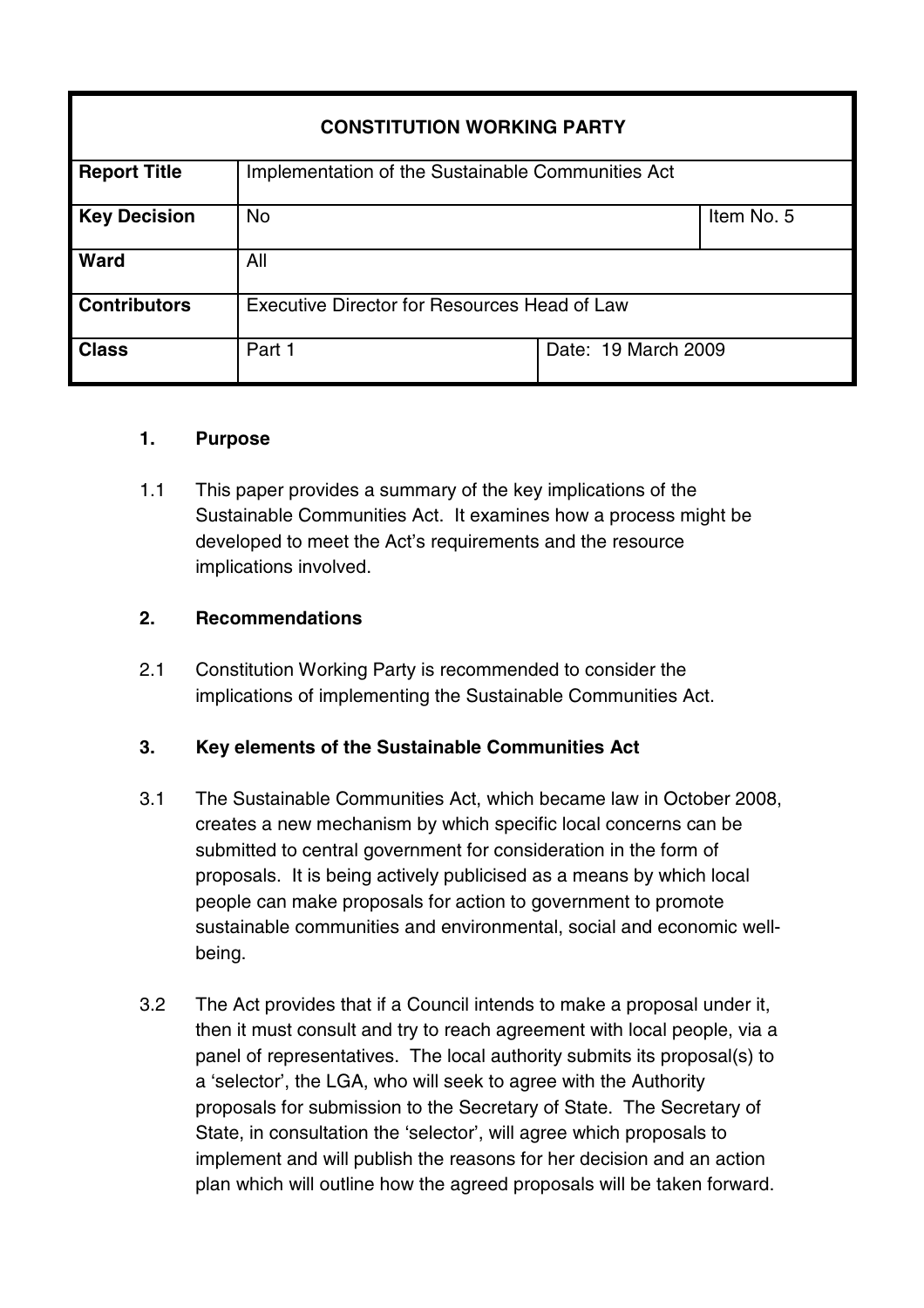| CONSTITUTION WORKING PARTY | | | |
|---|---|---|---|
| **Report Title** | Implementation of the Sustainable Communities Act | | |
| **Key Decision** | No | | Item No. 5 |
| **Ward** | All | | |
| **Contributors** | Executive Director for Resources Head of Law | | |
| **Class** | Part 1 | Date: 19 March 2009 | |

## 1. Purpose

1.1 This paper provides a summary of the key implications of the Sustainable Communities Act. It examines how a process might be developed to meet the Act's requirements and the resource implications involved.

## 2. Recommendations

2.1 Constitution Working Party is recommended to consider the implications of implementing the Sustainable Communities Act.

## 3. Key elements of the Sustainable Communities Act

3.1 The Sustainable Communities Act, which became law in October 2008, creates a new mechanism by which specific local concerns can be submitted to central government for consideration in the form of proposals. It is being actively publicised as a means by which local people can make proposals for action to government to promote sustainable communities and environmental, social and economic well-being.

3.2 The Act provides that if a Council intends to make a proposal under it, then it must consult and try to reach agreement with local people, via a panel of representatives. The local authority submits its proposal(s) to a 'selector', the LGA, who will seek to agree with the Authority proposals for submission to the Secretary of State. The Secretary of State, in consultation the 'selector', will agree which proposals to implement and will publish the reasons for her decision and an action plan which will outline how the agreed proposals will be taken forward.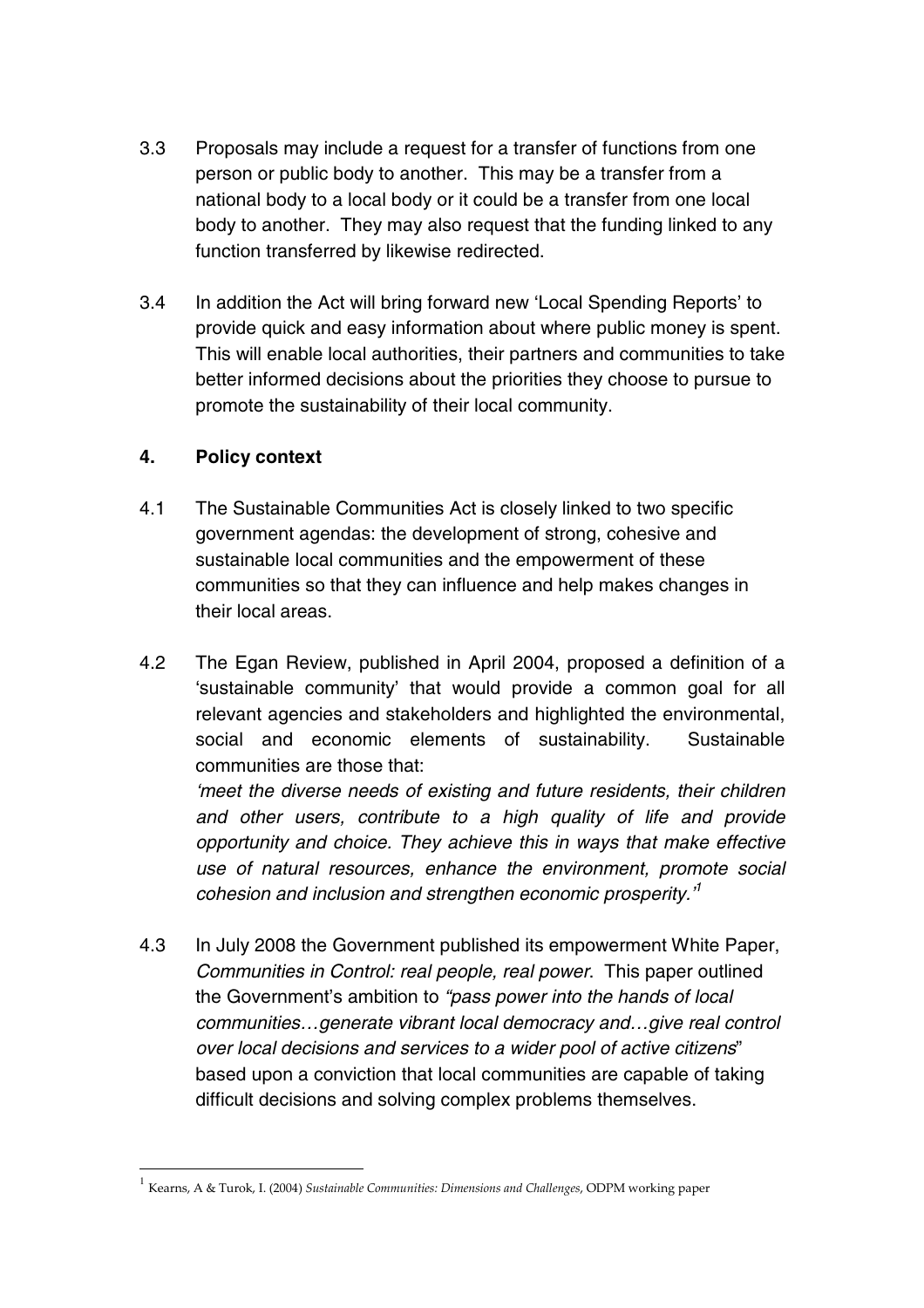3.3 Proposals may include a request for a transfer of functions from one person or public body to another. This may be a transfer from a national body to a local body or it could be a transfer from one local body to another. They may also request that the funding linked to any function transferred by likewise redirected.

3.4 In addition the Act will bring forward new 'Local Spending Reports' to provide quick and easy information about where public money is spent. This will enable local authorities, their partners and communities to take better informed decisions about the priorities they choose to pursue to promote the sustainability of their local community.

## 4. Policy context

4.1 The Sustainable Communities Act is closely linked to two specific government agendas: the development of strong, cohesive and sustainable local communities and the empowerment of these communities so that they can influence and help makes changes in their local areas.

4.2 The Egan Review, published in April 2004, proposed a definition of a 'sustainable community' that would provide a common goal for all relevant agencies and stakeholders and highlighted the environmental, social and economic elements of sustainability. Sustainable communities are those that:
*'meet the diverse needs of existing and future residents, their children and other users, contribute to a high quality of life and provide opportunity and choice. They achieve this in ways that make effective use of natural resources, enhance the environment, promote social cohesion and inclusion and strengthen economic prosperity.'*[1]

4.3 In July 2008 the Government published its empowerment White Paper, *Communities in Control: real people, real power*. This paper outlined the Government's ambition to *"pass power into the hands of local communities…generate vibrant local democracy and…give real control over local decisions and services to a wider pool of active citizens*" based upon a conviction that local communities are capable of taking difficult decisions and solving complex problems themselves.

---

[1] Kearns, A & Turok, I. (2004) *Sustainable Communities: Dimensions and Challenges*, ODPM working paper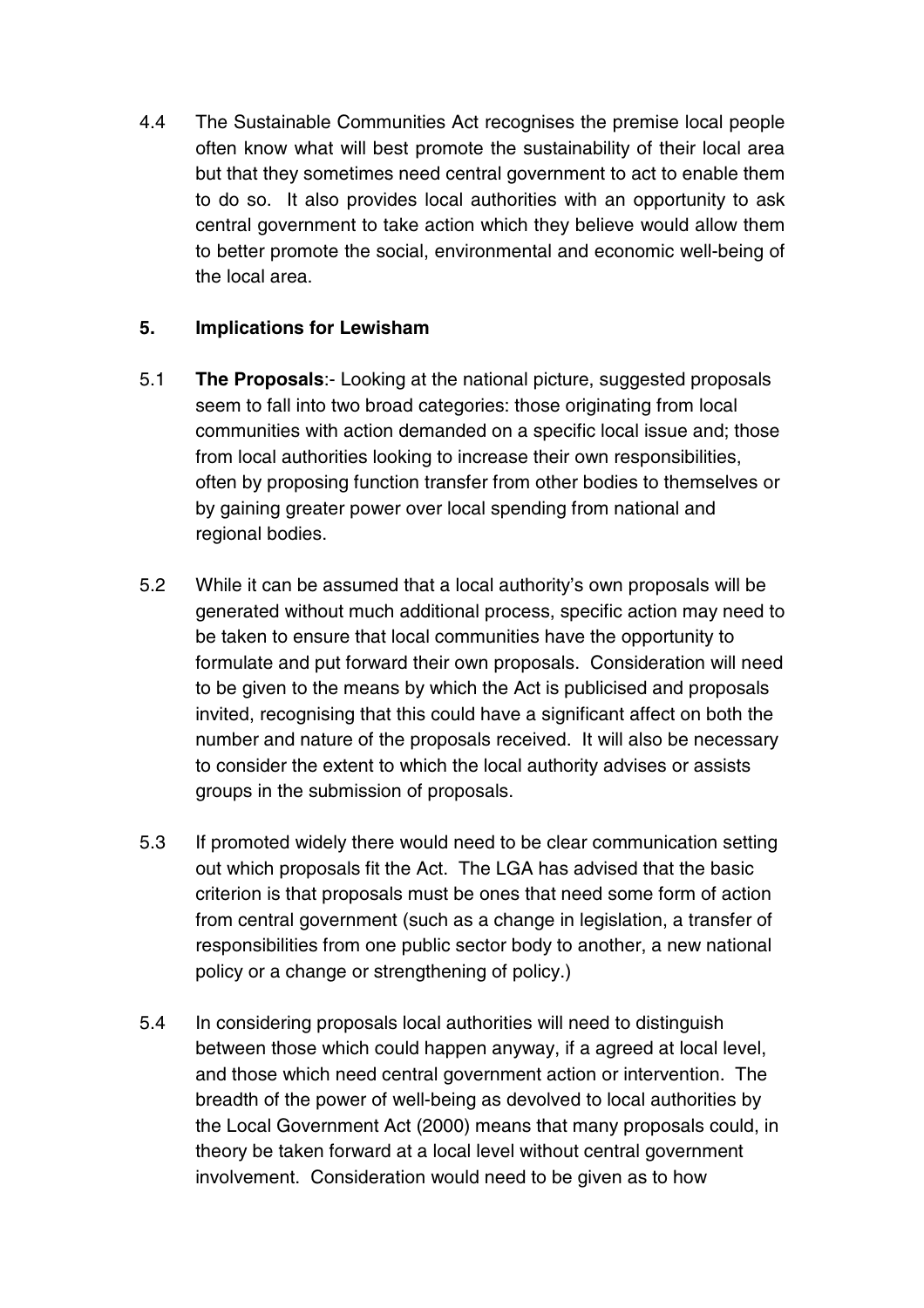4.4 The Sustainable Communities Act recognises the premise local people often know what will best promote the sustainability of their local area but that they sometimes need central government to act to enable them to do so. It also provides local authorities with an opportunity to ask central government to take action which they believe would allow them to better promote the social, environmental and economic well-being of the local area.

## 5. Implications for Lewisham

5.1 **The Proposals**:- Looking at the national picture, suggested proposals seem to fall into two broad categories: those originating from local communities with action demanded on a specific local issue and; those from local authorities looking to increase their own responsibilities, often by proposing function transfer from other bodies to themselves or by gaining greater power over local spending from national and regional bodies.

5.2 While it can be assumed that a local authority's own proposals will be generated without much additional process, specific action may need to be taken to ensure that local communities have the opportunity to formulate and put forward their own proposals. Consideration will need to be given to the means by which the Act is publicised and proposals invited, recognising that this could have a significant affect on both the number and nature of the proposals received. It will also be necessary to consider the extent to which the local authority advises or assists groups in the submission of proposals.

5.3 If promoted widely there would need to be clear communication setting out which proposals fit the Act. The LGA has advised that the basic criterion is that proposals must be ones that need some form of action from central government (such as a change in legislation, a transfer of responsibilities from one public sector body to another, a new national policy or a change or strengthening of policy.)

5.4 In considering proposals local authorities will need to distinguish between those which could happen anyway, if a agreed at local level, and those which need central government action or intervention. The breadth of the power of well-being as devolved to local authorities by the Local Government Act (2000) means that many proposals could, in theory be taken forward at a local level without central government involvement. Consideration would need to be given as to how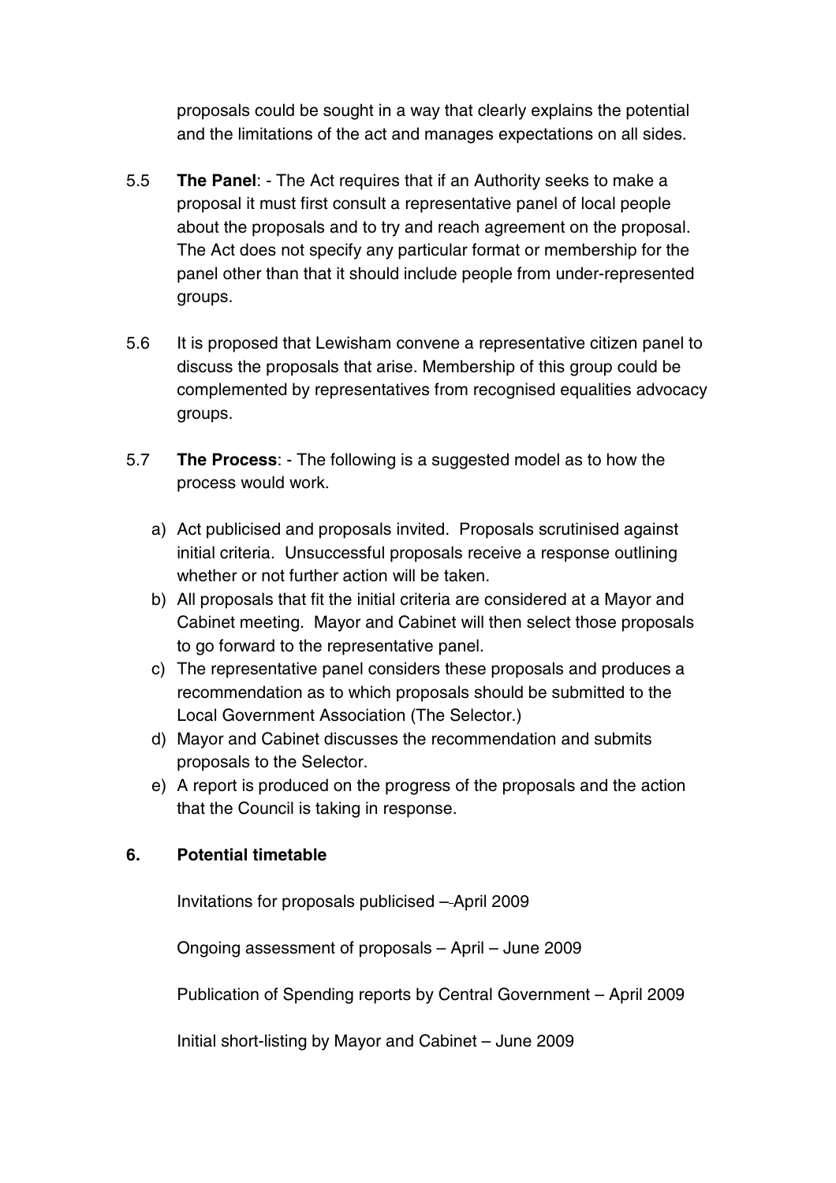proposals could be sought in a way that clearly explains the potential and the limitations of the act and manages expectations on all sides.

5.5 **The Panel**: - The Act requires that if an Authority seeks to make a proposal it must first consult a representative panel of local people about the proposals and to try and reach agreement on the proposal. The Act does not specify any particular format or membership for the panel other than that it should include people from under-represented groups.

5.6 It is proposed that Lewisham convene a representative citizen panel to discuss the proposals that arise. Membership of this group could be complemented by representatives from recognised equalities advocacy groups.

5.7 **The Process**: - The following is a suggested model as to how the process would work.

a) Act publicised and proposals invited. Proposals scrutinised against initial criteria. Unsuccessful proposals receive a response outlining whether or not further action will be taken.
b) All proposals that fit the initial criteria are considered at a Mayor and Cabinet meeting. Mayor and Cabinet will then select those proposals to go forward to the representative panel.
c) The representative panel considers these proposals and produces a recommendation as to which proposals should be submitted to the Local Government Association (The Selector.)
d) Mayor and Cabinet discusses the recommendation and submits proposals to the Selector.
e) A report is produced on the progress of the proposals and the action that the Council is taking in response.

## 6. Potential timetable

Invitations for proposals publicised – April 2009

Ongoing assessment of proposals – April – June 2009

Publication of Spending reports by Central Government – April 2009

Initial short-listing by Mayor and Cabinet – June 2009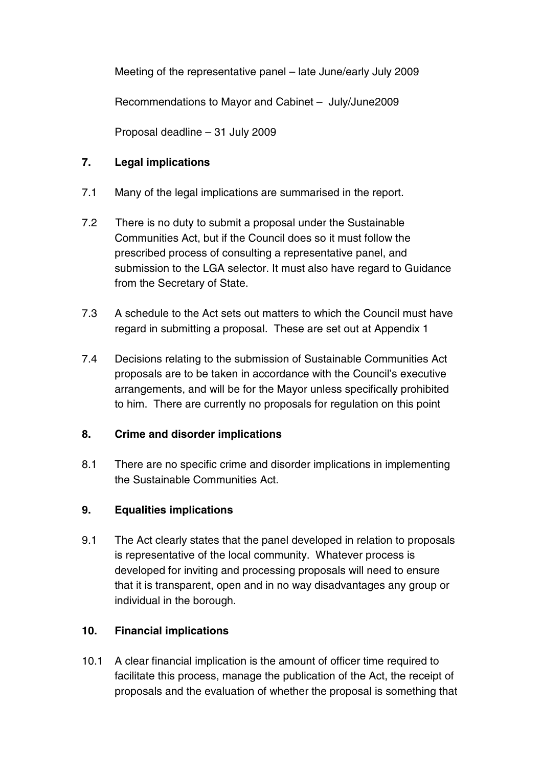Meeting of the representative panel – late June/early July 2009

Recommendations to Mayor and Cabinet – July/June2009

Proposal deadline – 31 July 2009

## 7. Legal implications

7.1 Many of the legal implications are summarised in the report.

7.2 There is no duty to submit a proposal under the Sustainable Communities Act, but if the Council does so it must follow the prescribed process of consulting a representative panel, and submission to the LGA selector. It must also have regard to Guidance from the Secretary of State.

7.3 A schedule to the Act sets out matters to which the Council must have regard in submitting a proposal. These are set out at Appendix 1

7.4 Decisions relating to the submission of Sustainable Communities Act proposals are to be taken in accordance with the Council's executive arrangements, and will be for the Mayor unless specifically prohibited to him. There are currently no proposals for regulation on this point

## 8. Crime and disorder implications

8.1 There are no specific crime and disorder implications in implementing the Sustainable Communities Act.

## 9. Equalities implications

9.1 The Act clearly states that the panel developed in relation to proposals is representative of the local community. Whatever process is developed for inviting and processing proposals will need to ensure that it is transparent, open and in no way disadvantages any group or individual in the borough.

## 10. Financial implications

10.1 A clear financial implication is the amount of officer time required to facilitate this process, manage the publication of the Act, the receipt of proposals and the evaluation of whether the proposal is something that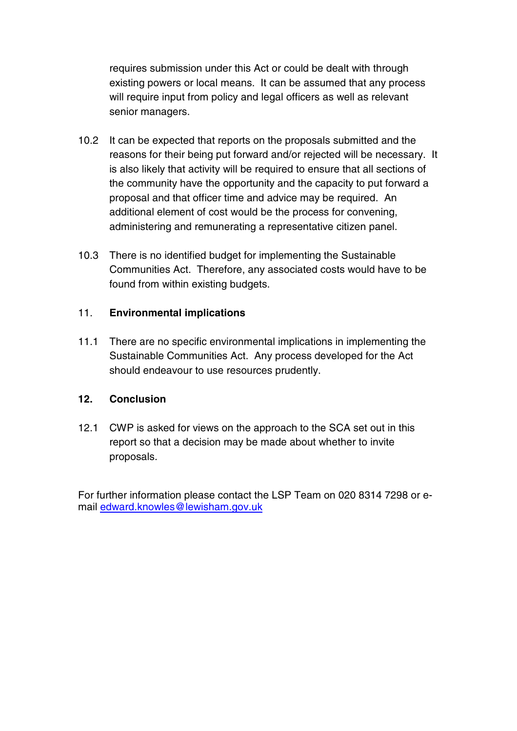requires submission under this Act or could be dealt with through existing powers or local means. It can be assumed that any process will require input from policy and legal officers as well as relevant senior managers.

10.2 It can be expected that reports on the proposals submitted and the reasons for their being put forward and/or rejected will be necessary. It is also likely that activity will be required to ensure that all sections of the community have the opportunity and the capacity to put forward a proposal and that officer time and advice may be required. An additional element of cost would be the process for convening, administering and remunerating a representative citizen panel.

10.3 There is no identified budget for implementing the Sustainable Communities Act. Therefore, any associated costs would have to be found from within existing budgets.

## 11. Environmental implications

11.1 There are no specific environmental implications in implementing the Sustainable Communities Act. Any process developed for the Act should endeavour to use resources prudently.

## 12. Conclusion

12.1 CWP is asked for views on the approach to the SCA set out in this report so that a decision may be made about whether to invite proposals.

For further information please contact the LSP Team on 020 8314 7298 or e-mail edward.knowles@lewisham.gov.uk